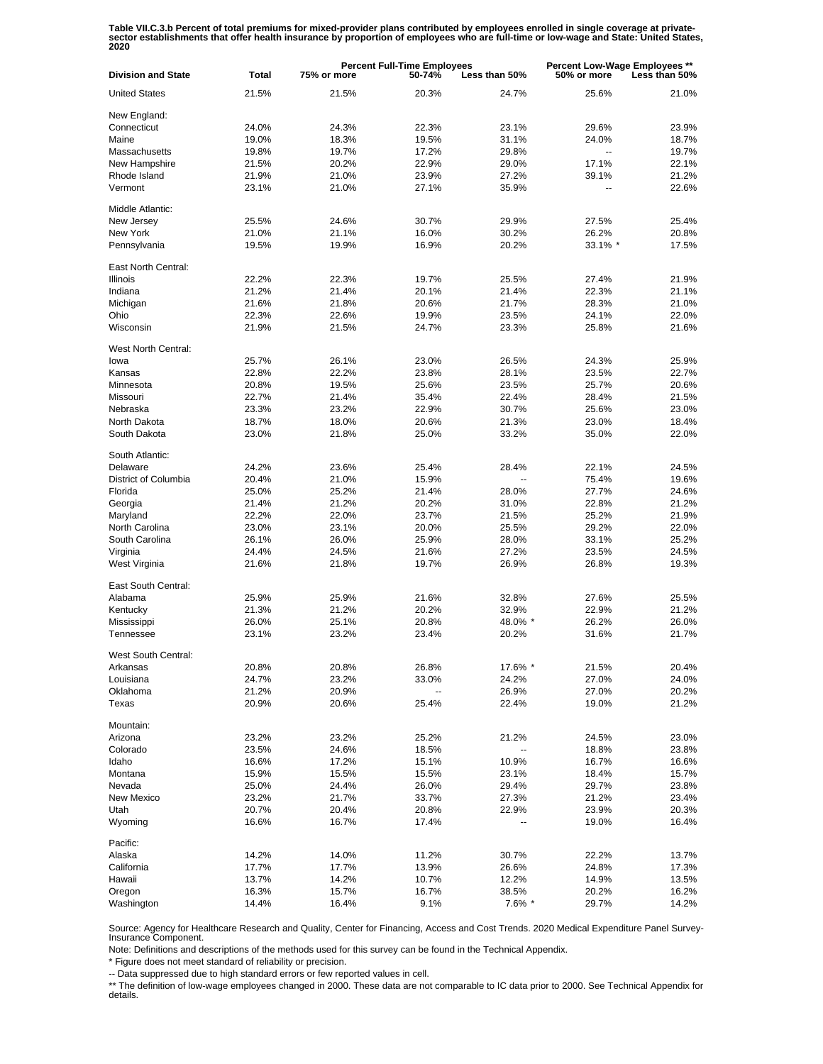**Table VII.C.3.b Percent of total premiums for mixed-provider plans contributed by employees enrolled in single coverage at private-sector establishments that offer health insurance by proportion of employees who are full-time or low-wage and State: United States, 2020**

| Division and State | Total | Percent Full-Time Employees 75% or more | 50-74% | Less than 50% | Percent Low-Wage Employees ** 50% or more | Less than 50% |
|---|---|---|---|---|---|---|
| United States | 21.5% | 21.5% | 20.3% | 24.7% | 25.6% | 21.0% |
| New England: | | | | | | |
| Connecticut | 24.0% | 24.3% | 22.3% | 23.1% | 29.6% | 23.9% |
| Maine | 19.0% | 18.3% | 19.5% | 31.1% | 24.0% | 18.7% |
| Massachusetts | 19.8% | 19.7% | 17.2% | 29.8% | -- | 19.7% |
| New Hampshire | 21.5% | 20.2% | 22.9% | 29.0% | 17.1% | 22.1% |
| Rhode Island | 21.9% | 21.0% | 23.9% | 27.2% | 39.1% | 21.2% |
| Vermont | 23.1% | 21.0% | 27.1% | 35.9% | -- | 22.6% |
| Middle Atlantic: | | | | | | |
| New Jersey | 25.5% | 24.6% | 30.7% | 29.9% | 27.5% | 25.4% |
| New York | 21.0% | 21.1% | 16.0% | 30.2% | 26.2% | 20.8% |
| Pennsylvania | 19.5% | 19.9% | 16.9% | 20.2% | 33.1% * | 17.5% |
| East North Central: | | | | | | |
| Illinois | 22.2% | 22.3% | 19.7% | 25.5% | 27.4% | 21.9% |
| Indiana | 21.2% | 21.4% | 20.1% | 21.4% | 22.3% | 21.1% |
| Michigan | 21.6% | 21.8% | 20.6% | 21.7% | 28.3% | 21.0% |
| Ohio | 22.3% | 22.6% | 19.9% | 23.5% | 24.1% | 22.0% |
| Wisconsin | 21.9% | 21.5% | 24.7% | 23.3% | 25.8% | 21.6% |
| West North Central: | | | | | | |
| Iowa | 25.7% | 26.1% | 23.0% | 26.5% | 24.3% | 25.9% |
| Kansas | 22.8% | 22.2% | 23.8% | 28.1% | 23.5% | 22.7% |
| Minnesota | 20.8% | 19.5% | 25.6% | 23.5% | 25.7% | 20.6% |
| Missouri | 22.7% | 21.4% | 35.4% | 22.4% | 28.4% | 21.5% |
| Nebraska | 23.3% | 23.2% | 22.9% | 30.7% | 25.6% | 23.0% |
| North Dakota | 18.7% | 18.0% | 20.6% | 21.3% | 23.0% | 18.4% |
| South Dakota | 23.0% | 21.8% | 25.0% | 33.2% | 35.0% | 22.0% |
| South Atlantic: | | | | | | |
| Delaware | 24.2% | 23.6% | 25.4% | 28.4% | 22.1% | 24.5% |
| District of Columbia | 20.4% | 21.0% | 15.9% | -- | 75.4% | 19.6% |
| Florida | 25.0% | 25.2% | 21.4% | 28.0% | 27.7% | 24.6% |
| Georgia | 21.4% | 21.2% | 20.2% | 31.0% | 22.8% | 21.2% |
| Maryland | 22.2% | 22.0% | 23.7% | 21.5% | 25.2% | 21.9% |
| North Carolina | 23.0% | 23.1% | 20.0% | 25.5% | 29.2% | 22.0% |
| South Carolina | 26.1% | 26.0% | 25.9% | 28.0% | 33.1% | 25.2% |
| Virginia | 24.4% | 24.5% | 21.6% | 27.2% | 23.5% | 24.5% |
| West Virginia | 21.6% | 21.8% | 19.7% | 26.9% | 26.8% | 19.3% |
| East South Central: | | | | | | |
| Alabama | 25.9% | 25.9% | 21.6% | 32.8% | 27.6% | 25.5% |
| Kentucky | 21.3% | 21.2% | 20.2% | 32.9% | 22.9% | 21.2% |
| Mississippi | 26.0% | 25.1% | 20.8% | 48.0% * | 26.2% | 26.0% |
| Tennessee | 23.1% | 23.2% | 23.4% | 20.2% | 31.6% | 21.7% |
| West South Central: | | | | | | |
| Arkansas | 20.8% | 20.8% | 26.8% | 17.6% * | 21.5% | 20.4% |
| Louisiana | 24.7% | 23.2% | 33.0% | 24.2% | 27.0% | 24.0% |
| Oklahoma | 21.2% | 20.9% | -- | 26.9% | 27.0% | 20.2% |
| Texas | 20.9% | 20.6% | 25.4% | 22.4% | 19.0% | 21.2% |
| Mountain: | | | | | | |
| Arizona | 23.2% | 23.2% | 25.2% | 21.2% | 24.5% | 23.0% |
| Colorado | 23.5% | 24.6% | 18.5% | -- | 18.8% | 23.8% |
| Idaho | 16.6% | 17.2% | 15.1% | 10.9% | 16.7% | 16.6% |
| Montana | 15.9% | 15.5% | 15.5% | 23.1% | 18.4% | 15.7% |
| Nevada | 25.0% | 24.4% | 26.0% | 29.4% | 29.7% | 23.8% |
| New Mexico | 23.2% | 21.7% | 33.7% | 27.3% | 21.2% | 23.4% |
| Utah | 20.7% | 20.4% | 20.8% | 22.9% | 23.9% | 20.3% |
| Wyoming | 16.6% | 16.7% | 17.4% | -- | 19.0% | 16.4% |
| Pacific: | | | | | | |
| Alaska | 14.2% | 14.0% | 11.2% | 30.7% | 22.2% | 13.7% |
| California | 17.7% | 17.7% | 13.9% | 26.6% | 24.8% | 17.3% |
| Hawaii | 13.7% | 14.2% | 10.7% | 12.2% | 14.9% | 13.5% |
| Oregon | 16.3% | 15.7% | 16.7% | 38.5% | 20.2% | 16.2% |
| Washington | 14.4% | 16.4% | 9.1% | 7.6% * | 29.7% | 14.2% |

Source: Agency for Healthcare Research and Quality, Center for Financing, Access and Cost Trends. 2020 Medical Expenditure Panel Survey-Insurance Component.

Note: Definitions and descriptions of the methods used for this survey can be found in the Technical Appendix.

* Figure does not meet standard of reliability or precision.

-- Data suppressed due to high standard errors or few reported values in cell.

** The definition of low-wage employees changed in 2000. These data are not comparable to IC data prior to 2000. See Technical Appendix for details.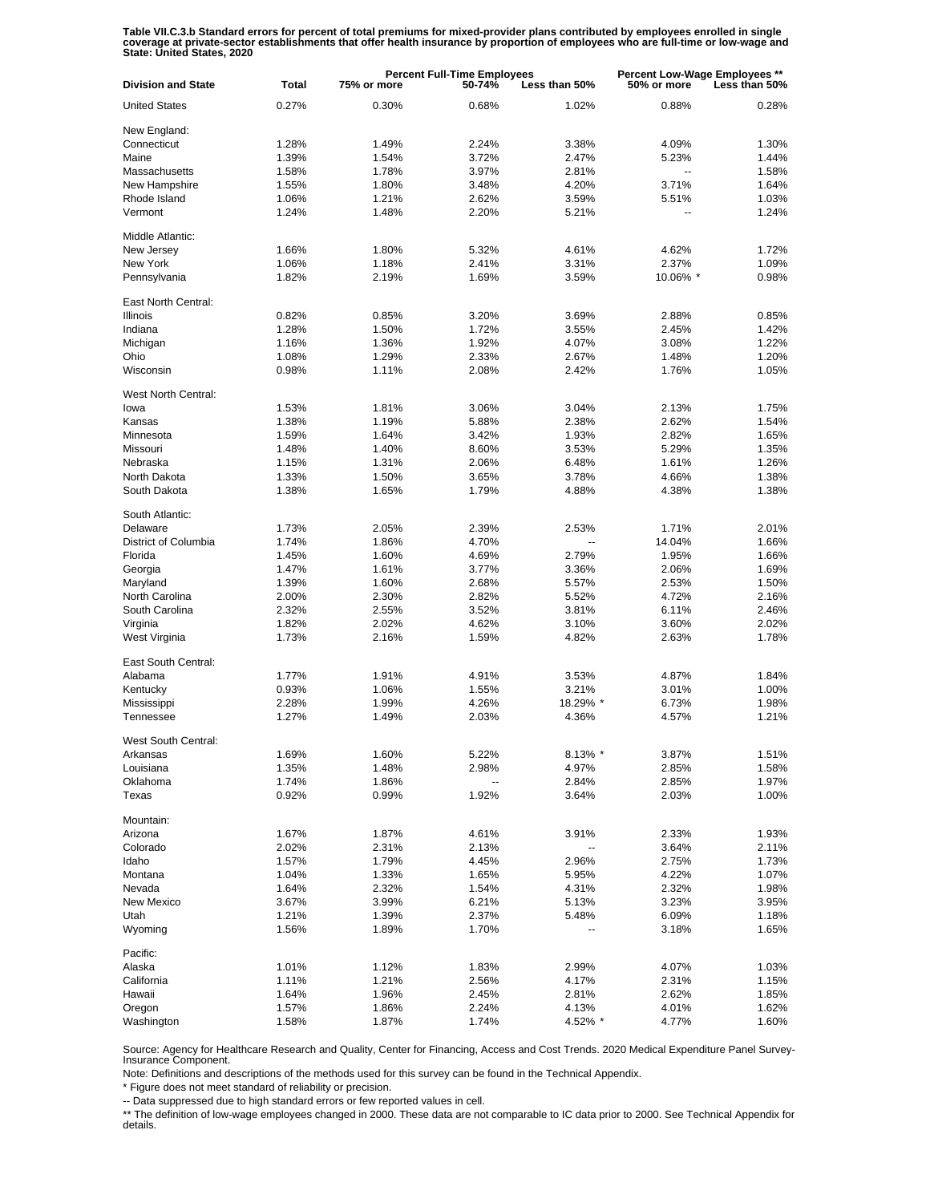**Table VII.C.3.b Standard errors for percent of total premiums for mixed-provider plans contributed by employees enrolled in single coverage at private-sector establishments that offer health insurance by proportion of employees who are full-time or low-wage and State: United States, 2020**

| Division and State | Total | Percent Full-Time Employees 75% or more | 50-74% | Less than 50% | Percent Low-Wage Employees ** 50% or more | Less than 50% |
|---|---|---|---|---|---|---|
| United States | 0.27% | 0.30% | 0.68% | 1.02% | 0.88% | 0.28% |
| New England: | | | | | | |
| Connecticut | 1.28% | 1.49% | 2.24% | 3.38% | 4.09% | 1.30% |
| Maine | 1.39% | 1.54% | 3.72% | 2.47% | 5.23% | 1.44% |
| Massachusetts | 1.58% | 1.78% | 3.97% | 2.81% | -- | 1.58% |
| New Hampshire | 1.55% | 1.80% | 3.48% | 4.20% | 3.71% | 1.64% |
| Rhode Island | 1.06% | 1.21% | 2.62% | 3.59% | 5.51% | 1.03% |
| Vermont | 1.24% | 1.48% | 2.20% | 5.21% | -- | 1.24% |
| Middle Atlantic: | | | | | | |
| New Jersey | 1.66% | 1.80% | 5.32% | 4.61% | 4.62% | 1.72% |
| New York | 1.06% | 1.18% | 2.41% | 3.31% | 2.37% | 1.09% |
| Pennsylvania | 1.82% | 2.19% | 1.69% | 3.59% | 10.06% * | 0.98% |
| East North Central: | | | | | | |
| Illinois | 0.82% | 0.85% | 3.20% | 3.69% | 2.88% | 0.85% |
| Indiana | 1.28% | 1.50% | 1.72% | 3.55% | 2.45% | 1.42% |
| Michigan | 1.16% | 1.36% | 1.92% | 4.07% | 3.08% | 1.22% |
| Ohio | 1.08% | 1.29% | 2.33% | 2.67% | 1.48% | 1.20% |
| Wisconsin | 0.98% | 1.11% | 2.08% | 2.42% | 1.76% | 1.05% |
| West North Central: | | | | | | |
| Iowa | 1.53% | 1.81% | 3.06% | 3.04% | 2.13% | 1.75% |
| Kansas | 1.38% | 1.19% | 5.88% | 2.38% | 2.62% | 1.54% |
| Minnesota | 1.59% | 1.64% | 3.42% | 1.93% | 2.82% | 1.65% |
| Missouri | 1.48% | 1.40% | 8.60% | 3.53% | 5.29% | 1.35% |
| Nebraska | 1.15% | 1.31% | 2.06% | 6.48% | 1.61% | 1.26% |
| North Dakota | 1.33% | 1.50% | 3.65% | 3.78% | 4.66% | 1.38% |
| South Dakota | 1.38% | 1.65% | 1.79% | 4.88% | 4.38% | 1.38% |
| South Atlantic: | | | | | | |
| Delaware | 1.73% | 2.05% | 2.39% | 2.53% | 1.71% | 2.01% |
| District of Columbia | 1.74% | 1.86% | 4.70% | -- | 14.04% | 1.66% |
| Florida | 1.45% | 1.60% | 4.69% | 2.79% | 1.95% | 1.66% |
| Georgia | 1.47% | 1.61% | 3.77% | 3.36% | 2.06% | 1.69% |
| Maryland | 1.39% | 1.60% | 2.68% | 5.57% | 2.53% | 1.50% |
| North Carolina | 2.00% | 2.30% | 2.82% | 5.52% | 4.72% | 2.16% |
| South Carolina | 2.32% | 2.55% | 3.52% | 3.81% | 6.11% | 2.46% |
| Virginia | 1.82% | 2.02% | 4.62% | 3.10% | 3.60% | 2.02% |
| West Virginia | 1.73% | 2.16% | 1.59% | 4.82% | 2.63% | 1.78% |
| East South Central: | | | | | | |
| Alabama | 1.77% | 1.91% | 4.91% | 3.53% | 4.87% | 1.84% |
| Kentucky | 0.93% | 1.06% | 1.55% | 3.21% | 3.01% | 1.00% |
| Mississippi | 2.28% | 1.99% | 4.26% | 18.29% * | 6.73% | 1.98% |
| Tennessee | 1.27% | 1.49% | 2.03% | 4.36% | 4.57% | 1.21% |
| West South Central: | | | | | | |
| Arkansas | 1.69% | 1.60% | 5.22% | 8.13% * | 3.87% | 1.51% |
| Louisiana | 1.35% | 1.48% | 2.98% | 4.97% | 2.85% | 1.58% |
| Oklahoma | 1.74% | 1.86% | -- | 2.84% | 2.85% | 1.97% |
| Texas | 0.92% | 0.99% | 1.92% | 3.64% | 2.03% | 1.00% |
| Mountain: | | | | | | |
| Arizona | 1.67% | 1.87% | 4.61% | 3.91% | 2.33% | 1.93% |
| Colorado | 2.02% | 2.31% | 2.13% | -- | 3.64% | 2.11% |
| Idaho | 1.57% | 1.79% | 4.45% | 2.96% | 2.75% | 1.73% |
| Montana | 1.04% | 1.33% | 1.65% | 5.95% | 4.22% | 1.07% |
| Nevada | 1.64% | 2.32% | 1.54% | 4.31% | 2.32% | 1.98% |
| New Mexico | 3.67% | 3.99% | 6.21% | 5.13% | 3.23% | 3.95% |
| Utah | 1.21% | 1.39% | 2.37% | 5.48% | 6.09% | 1.18% |
| Wyoming | 1.56% | 1.89% | 1.70% | -- | 3.18% | 1.65% |
| Pacific: | | | | | | |
| Alaska | 1.01% | 1.12% | 1.83% | 2.99% | 4.07% | 1.03% |
| California | 1.11% | 1.21% | 2.56% | 4.17% | 2.31% | 1.15% |
| Hawaii | 1.64% | 1.96% | 2.45% | 2.81% | 2.62% | 1.85% |
| Oregon | 1.57% | 1.86% | 2.24% | 4.13% | 4.01% | 1.62% |
| Washington | 1.58% | 1.87% | 1.74% | 4.52% * | 4.77% | 1.60% |

Source: Agency for Healthcare Research and Quality, Center for Financing, Access and Cost Trends. 2020 Medical Expenditure Panel Survey-Insurance Component.

Note: Definitions and descriptions of the methods used for this survey can be found in the Technical Appendix.

* Figure does not meet standard of reliability or precision.

-- Data suppressed due to high standard errors or few reported values in cell.

** The definition of low-wage employees changed in 2000. These data are not comparable to IC data prior to 2000. See Technical Appendix for details.